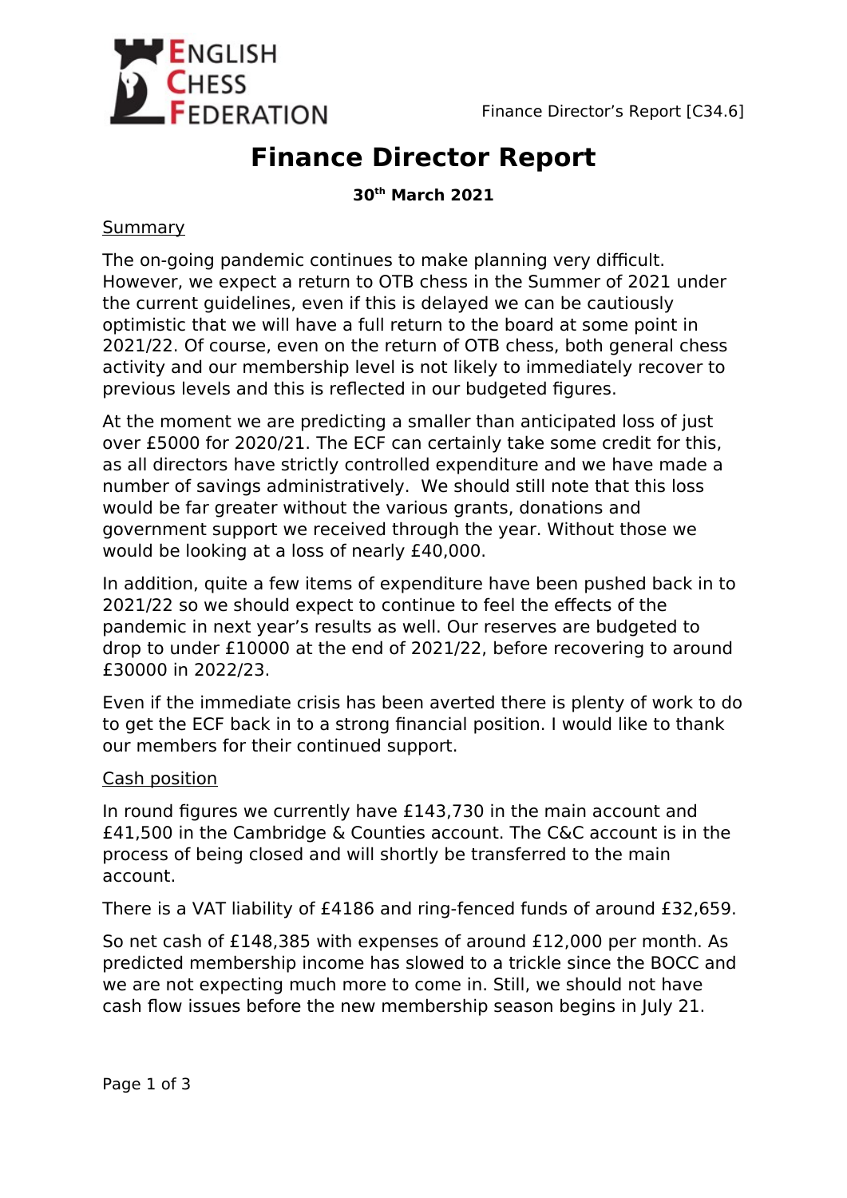# Finance Director Report

**30th March 2021**

Summary

The on-going pandemic continues to make planning very difficult. However, we expect a return to OTB chess in the Summer of 2021 under the current guidelines, even if this is delayed we can be cautiously optimistic that we will have a full return to the board at some point in 2021/22. Of course, even on the return of OTB chess, both general chess activity and our membership level is not likely to immediately recover to previous levels and this is reflected in our budgeted figures.

At the moment we are predicting a smaller than anticipated loss of just over £5000 for 2020/21. The ECF can certainly take some credit for this, as all directors have strictly controlled expenditure and we have made a number of savings administratively. We should still note that this loss would be far greater without the various grants, donations and government support we received through the year. Without those we would be looking at a loss of nearly £40,000.

In addition, quite a few items of expenditure have been pushed back in to 2021/22 so we should expect to continue to feel the effects of the pandemic in next year's results as well. Our reserves are budgeted to drop to under £10000 at the end of 2021/22, before recovering to around £30000 in 2022/23.

Even if the immediate crisis has been averted there is plenty of work to do to get the ECF back in to a strong financial position. I would like to thank our members for their continued support.

Cash position

In round figures we currently have £143,730 in the main account and £41,500 in the Cambridge & Counties account. The C&C account is in the process of being closed and will shortly be transferred to the main account.

There is a VAT liability of £4186 and ring-fenced funds of around £32,659.

So net cash of £148,385 with expenses of around £12,000 per month. As predicted membership income has slowed to a trickle since the BOCC and we are not expecting much more to come in. Still, we should not have cash flow issues before the new membership season begins in July 21.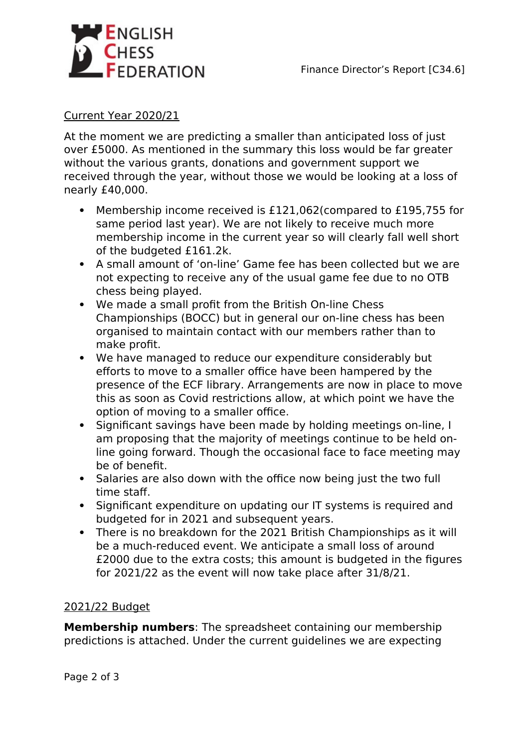## Current Year 2020/21

At the moment we are predicting a smaller than anticipated loss of just over £5000. As mentioned in the summary this loss would be far greater without the various grants, donations and government support we received through the year, without those we would be looking at a loss of nearly £40,000.

- Membership income received is £121,062(compared to £195,755 for same period last year). We are not likely to receive much more membership income in the current year so will clearly fall well short of the budgeted £161.2k.
- A small amount of 'on-line' Game fee has been collected but we are not expecting to receive any of the usual game fee due to no OTB chess being played.
- We made a small profit from the British On-line Chess Championships (BOCC) but in general our on-line chess has been organised to maintain contact with our members rather than to make profit.
- We have managed to reduce our expenditure considerably but efforts to move to a smaller office have been hampered by the presence of the ECF library. Arrangements are now in place to move this as soon as Covid restrictions allow, at which point we have the option of moving to a smaller office.
- Significant savings have been made by holding meetings on-line, I am proposing that the majority of meetings continue to be held on-line going forward. Though the occasional face to face meeting may be of benefit.
- Salaries are also down with the office now being just the two full time staff.
- Significant expenditure on updating our IT systems is required and budgeted for in 2021 and subsequent years.
- There is no breakdown for the 2021 British Championships as it will be a much-reduced event. We anticipate a small loss of around £2000 due to the extra costs; this amount is budgeted in the figures for 2021/22 as the event will now take place after 31/8/21.

## 2021/22 Budget

**Membership numbers**: The spreadsheet containing our membership predictions is attached. Under the current guidelines we are expecting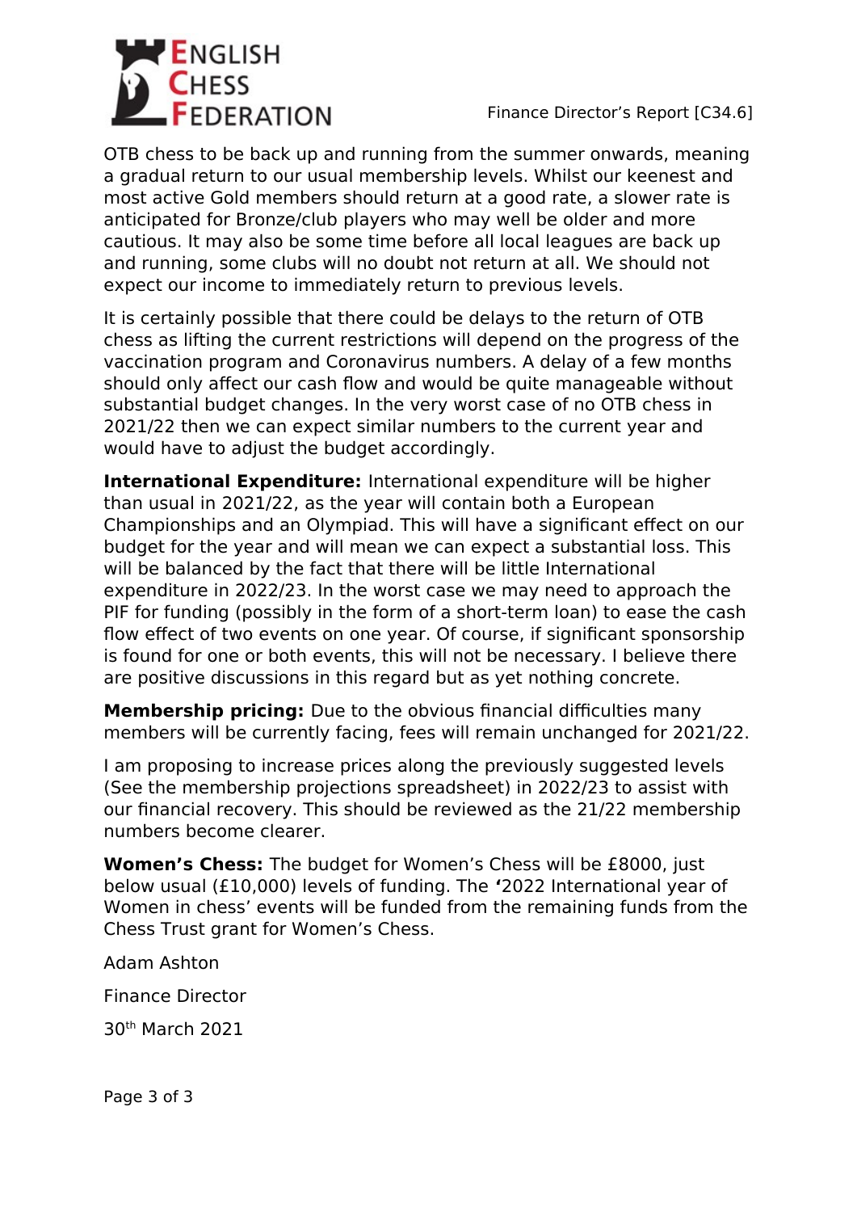OTB chess to be back up and running from the summer onwards, meaning a gradual return to our usual membership levels. Whilst our keenest and most active Gold members should return at a good rate, a slower rate is anticipated for Bronze/club players who may well be older and more cautious. It may also be some time before all local leagues are back up and running, some clubs will no doubt not return at all. We should not expect our income to immediately return to previous levels.

It is certainly possible that there could be delays to the return of OTB chess as lifting the current restrictions will depend on the progress of the vaccination program and Coronavirus numbers. A delay of a few months should only affect our cash flow and would be quite manageable without substantial budget changes. In the very worst case of no OTB chess in 2021/22 then we can expect similar numbers to the current year and would have to adjust the budget accordingly.

**International Expenditure:** International expenditure will be higher than usual in 2021/22, as the year will contain both a European Championships and an Olympiad. This will have a significant effect on our budget for the year and will mean we can expect a substantial loss. This will be balanced by the fact that there will be little International expenditure in 2022/23. In the worst case we may need to approach the PIF for funding (possibly in the form of a short-term loan) to ease the cash flow effect of two events on one year. Of course, if significant sponsorship is found for one or both events, this will not be necessary. I believe there are positive discussions in this regard but as yet nothing concrete.

**Membership pricing:** Due to the obvious financial difficulties many members will be currently facing, fees will remain unchanged for 2021/22.

I am proposing to increase prices along the previously suggested levels (See the membership projections spreadsheet) in 2022/23 to assist with our financial recovery. This should be reviewed as the 21/22 membership numbers become clearer.

**Women's Chess:** The budget for Women's Chess will be £8000, just below usual (£10,000) levels of funding. The **'**2022 International year of Women in chess' events will be funded from the remaining funds from the Chess Trust grant for Women's Chess.

Adam Ashton

Finance Director

30th March 2021